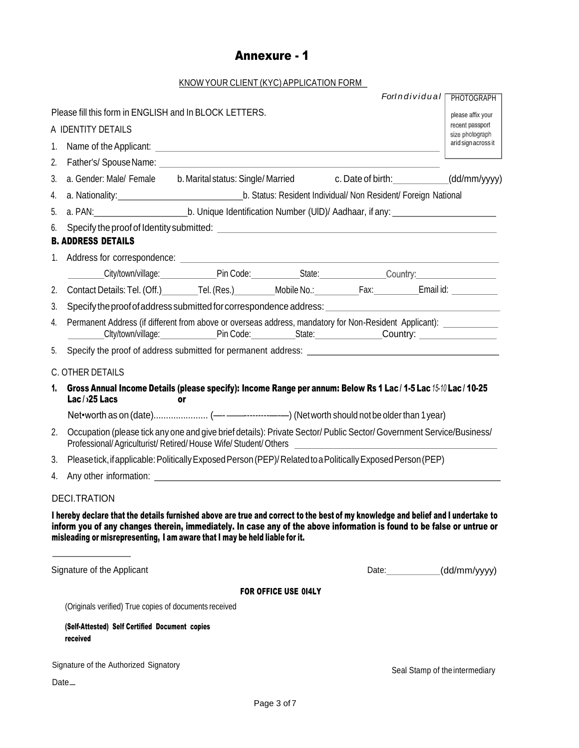# Annexure - 1

KNOW YOUR CLIENT (KYC) APPLICATION FORM

*ForIndividual*

PHOTOGRAPH

please affix your recent passport size photograph arid sign across it

Please fill this form in ENGLISH and In BLOCK LETTERS.

A IDENTITY DETAILS

1. Name of the Applicant: ______________________________
2. Father's/ Spouse Name: ______________________________
3. a. Gender: Male/ Female b. Marital status: Single/ Married c. Date of birth: __________ (dd/mm/yyyy)
4. a. Nationality: ____________________ b. Status: Resident Individual/ Non Resident/ Foreign National
5. a. PAN: ______________ b. Unique Identification Number (UlD)/ Aadhaar, if any: ______________
6. Specify the proof of Identity submitted: ______________________________

**B. ADDRESS DETAILS**

1. Address for correspondence: ______________________________
   ________City/town/village: __________ Pin Code: __________ State: __________ Country: __________
2. Contact Details: Tel. (Off.) ________ Tel. (Res.) ________ Mobile No.: ________ Fax: ________ Email id: ________
3. Specify the proof of address submitted for correspondence address: ______________________________
4. Permanent Address (if different from above or overseas address, mandatory for Non-Resident Applicant): __________
   ________Clty/town/village: __________ Pin Code: __________ State: __________ Country: __________
5. Specify the proof of address submitted for permanent address: ______________________________

C. OTHER DETAILS

1. **Gross Annual Income Details (please specify): Income Range per annum: Below Rs 1 Lac / 1-5 Lac** *15-10* **Lac / 10-25 Lac / ›25 Lacs or**

   Net•worth as on (date)...................... (—-——--------—-—) (Networth should not be older than 1 year)
2. Occupation (please tick any one and give brief details): Private Sector/ Public Sector/ Government Service/Business/ Professional/ Agriculturist/ Retired/ House Wife/ Student/ Others ______________________________
3. Please tick, if applicable: Politically Exposed Person (PEP)/ Related to a Politically Exposed Person (PEP)
4. Any other information: ______________________________

DECI.TRATION

**I hereby declare that the details furnished above are true and correct to the best of my knowledge and belief and I undertake to inform you of any changes therein, immediately. In case any of the above information is found to be false or untrue or misleading or misrepresenting, I am aware that I may be held liable for it.**

______________

Signature of the Applicant

Date: __________ (dd/mm/yyyy)

**FOR OFFICE USE 0I4LY**

(Originals verified) True copies of documents received

**(Self-Attested) Self Certified Document copies received**

Signature of the Authorized Signatory

Seal Stamp of the intermediary

Date....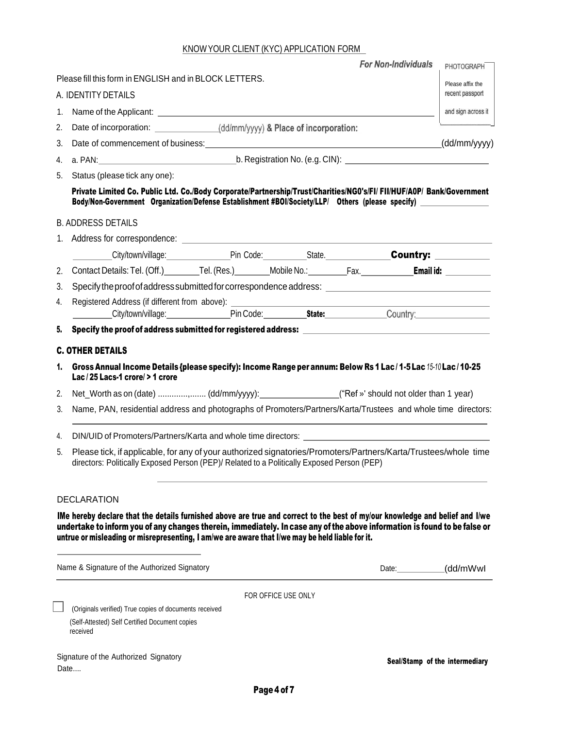# KNOW YOUR CLIENT (KYC) APPLICATION FORM

***For Non-Individuals***

PHOTOGRAPH

Please affix the recent passport and sign across it

Please fill this form in ENGLISH and in BLOCK LETTERS.

## A. IDENTITY DETAILS

1. Name of the Applicant: ______________________________
2. Date of incorporation: ______________(dd/mm/yyyy) **& Place of incorporation:**
3. Date of commencement of business: ______________________________(dd/mm/yyyy)
4. a. PAN: ______________________ b. Registration No. (e.g. CIN): ______________________
5. Status (please tick any one):

   **Private Limited Co. Public Ltd. Co./Body Corporate/Partnership/Trust/Charities/NG0's/FI/ FII/HUF/A0P/ Bank/Government Body/Non-Government Organization/Defense Establishment #BOI/Society/LLP/ Others (please specify)** ______________

## B. ADDRESS DETAILS

1. Address for correspondence: ______________________________

   ________City/town/village:______________Pin Code:__________State.______________**Country:** ____________
2. Contact Details: Tel. (Off.)________Tel. (Res.)________Mobile No.:_________Fax.___________**Email id:** __________
3. Specify the proof of address submitted for correspondence address: ______________________________
4. Registered Address (if different from above): ______________________________

   ________City/town/village:______________Pin Code:__________**State:**______________Country:________________
5. **Specify the proof of address submitted for registered address:** ______________________________

## C. OTHER DETAILS

1. **Gross Annual Income Details {please specify): Income Range per annum: Below Rs 1 Lac / 1-5 Lac** *15-10* **Lac / 10-25 Lac / 25 Lacs-1 crore/ > 1 crore**
2. Net_Worth as on (date) ............,....... (dd/mm/yyyy):_________________("Ref »' should not older than 1 year)
3. Name, PAN, residential address and photographs of Promoters/Partners/Karta/Trustees and whole time directors:

   ______________________________
4. DIN/UID of Promoters/Partners/Karta and whole time directors: ______________________________
5. Please tick, if applicable, for any of your authorized signatories/Promoters/Partners/Karta/Trustees/whole time directors: Politically Exposed Person (PEP)/ Related to a Politically Exposed Person (PEP)

   ______________________________

## DECLARATION

**IMe hereby declare that the details furnished above are true and correct to the best of my/our knowledge and belief and I/we undertake to inform you of any changes therein, immediately. In case any of the above information is found to be false or untrue or misleading or misrepresenting, I am/we are aware that I/we may be held liable for it.**

______________________________

Name & Signature of the Authorized Signatory

Date:___________(dd/mWwI

FOR OFFICE USE ONLY

☐ (Originals verified) True copies of documents received

(Self-Attested) Self Certified Document copies received

Signature of the Authorized Signatory

Date....

**Seal/Stamp of the intermediary**